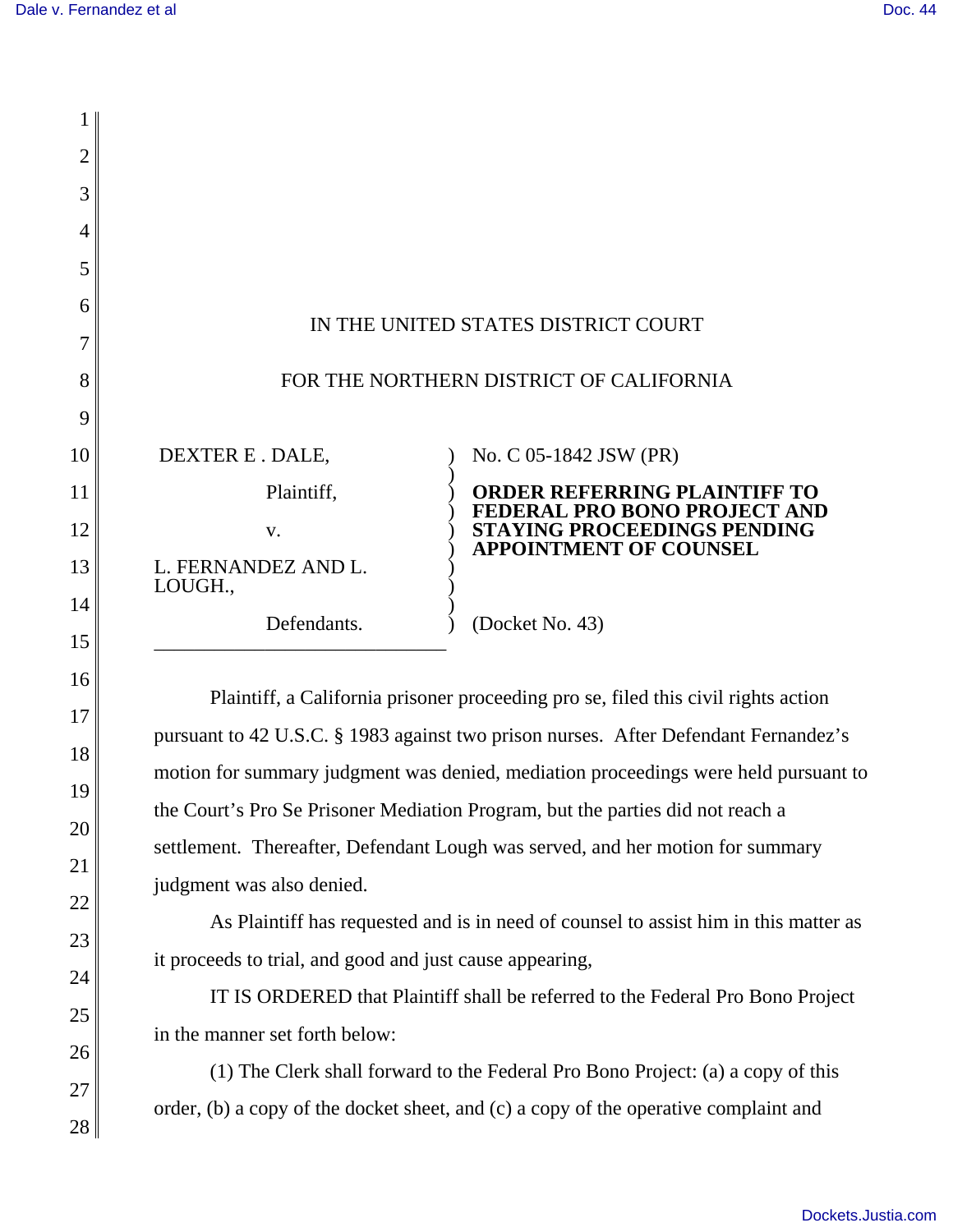IN THE UNITED STATES DISTRICT COURT

FOR THE NORTHERN DISTRICT OF CALIFORNIA

DEXTER E . DALE,

Plaintiff,

v.

L. FERNANDEZ AND L. LOUGH.,

Defendants.

No. C 05-1842 JSW (PR)

**ORDER REFERRING PLAINTIFF TO FEDERAL PRO BONO PROJECT AND STAYING PROCEEDINGS PENDING APPOINTMENT OF COUNSEL**

(Docket No. 43)

Plaintiff, a California prisoner proceeding pro se, filed this civil rights action pursuant to 42 U.S.C. § 1983 against two prison nurses. After Defendant Fernandez's motion for summary judgment was denied, mediation proceedings were held pursuant to the Court's Pro Se Prisoner Mediation Program, but the parties did not reach a settlement. Thereafter, Defendant Lough was served, and her motion for summary judgment was also denied.

As Plaintiff has requested and is in need of counsel to assist him in this matter as it proceeds to trial, and good and just cause appearing,

IT IS ORDERED that Plaintiff shall be referred to the Federal Pro Bono Project in the manner set forth below:

(1) The Clerk shall forward to the Federal Pro Bono Project: (a) a copy of this order, (b) a copy of the docket sheet, and (c) a copy of the operative complaint and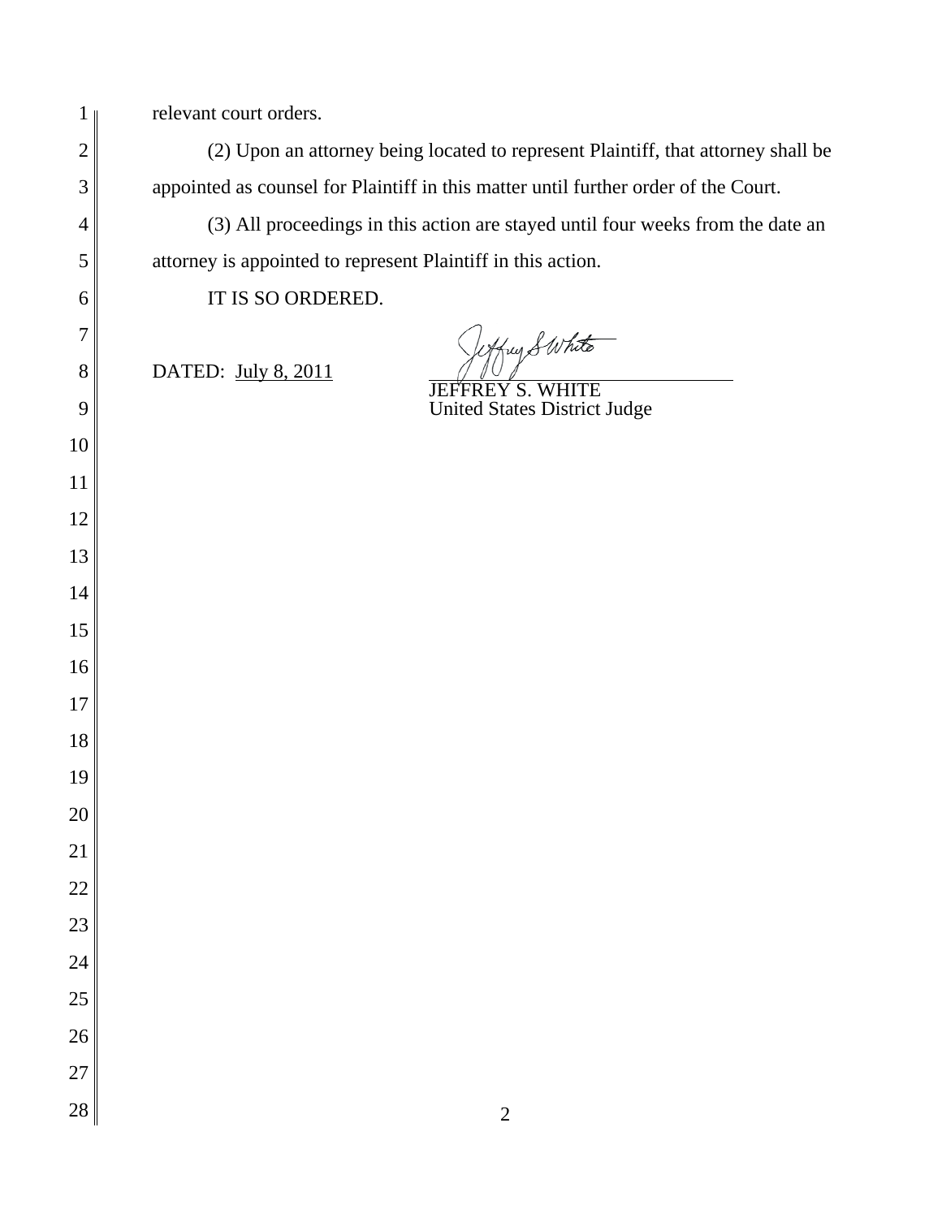relevant court orders.

(2) Upon an attorney being located to represent Plaintiff, that attorney shall be appointed as counsel for Plaintiff in this matter until further order of the Court.

(3) All proceedings in this action are stayed until four weeks from the date an attorney is appointed to represent Plaintiff in this action.

IT IS SO ORDERED.

DATED: July 8, 2011

JEFFREY S. WHITE
United States District Judge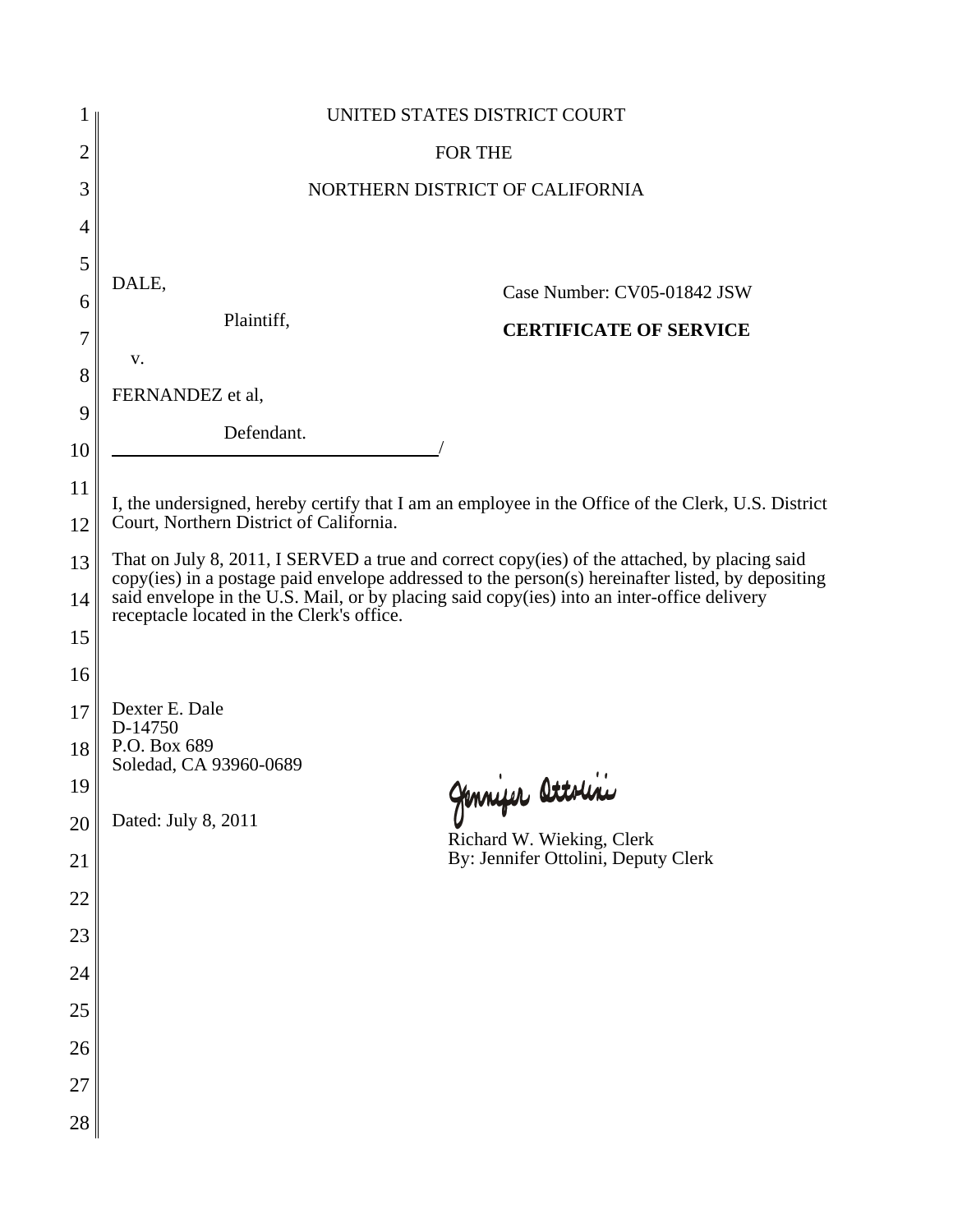UNITED STATES DISTRICT COURT

FOR THE

NORTHERN DISTRICT OF CALIFORNIA

DALE,

Plaintiff,

v.

FERNANDEZ et al,

Defendant.

/

Case Number: CV05-01842 JSW

**CERTIFICATE OF SERVICE**

I, the undersigned, hereby certify that I am an employee in the Office of the Clerk, U.S. District Court, Northern District of California.

That on July 8, 2011, I SERVED a true and correct copy(ies) of the attached, by placing said copy(ies) in a postage paid envelope addressed to the person(s) hereinafter listed, by depositing said envelope in the U.S. Mail, or by placing said copy(ies) into an inter-office delivery receptacle located in the Clerk's office.

Dexter E. Dale
D-14750
P.O. Box 689
Soledad, CA 93960-0689

Dated: July 8, 2011

Jennifer Ottolini
Richard W. Wieking, Clerk
By: Jennifer Ottolini, Deputy Clerk